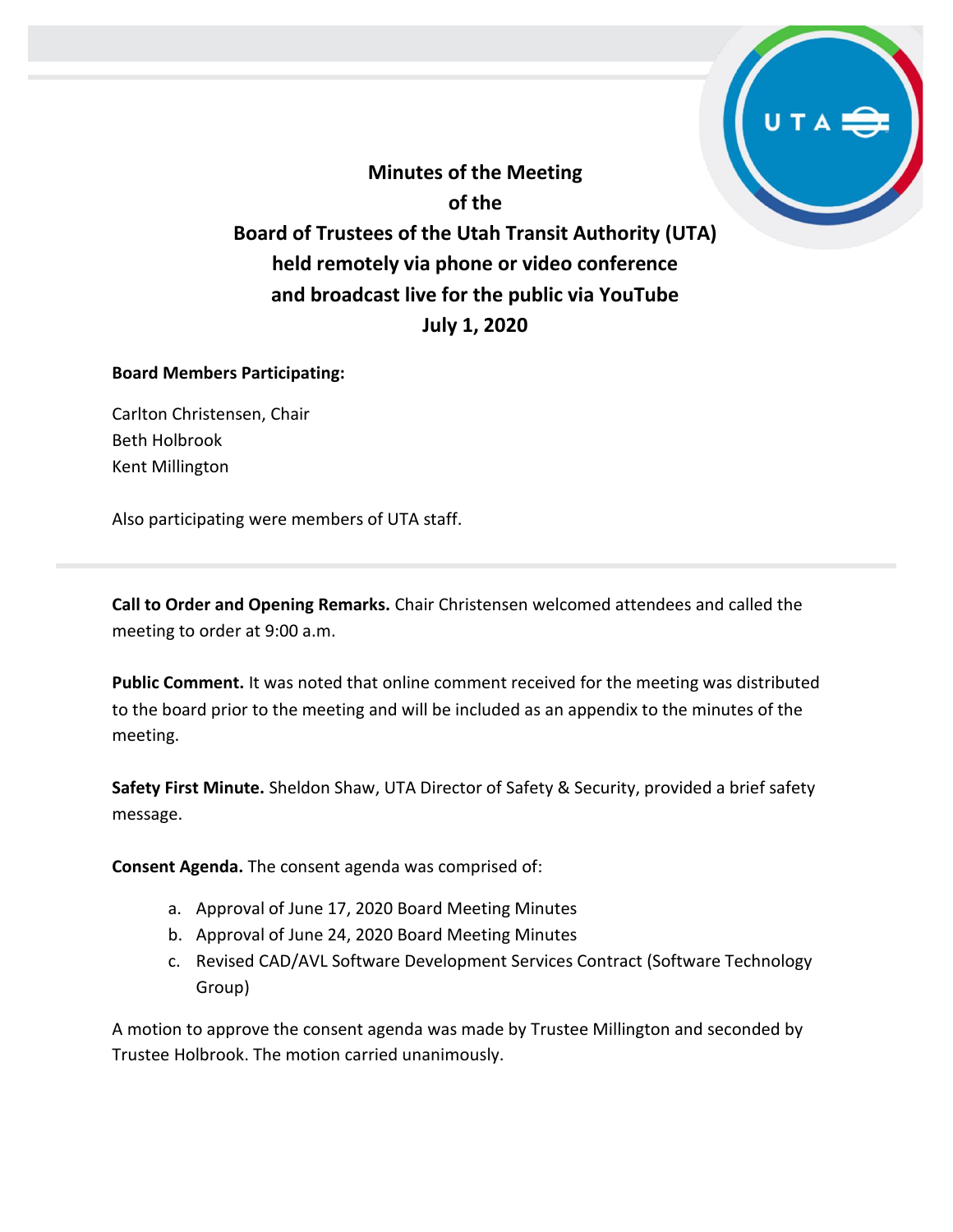# Minutes of the Meeting
# of the
# Board of Trustees of the Utah Transit Authority (UTA)
# held remotely via phone or video conference
# and broadcast live for the public via YouTube
# July 1, 2020

**Board Members Participating:**

Carlton Christensen, Chair
Beth Holbrook
Kent Millington

Also participating were members of UTA staff.

---

**Call to Order and Opening Remarks.** Chair Christensen welcomed attendees and called the meeting to order at 9:00 a.m.

**Public Comment.** It was noted that online comment received for the meeting was distributed to the board prior to the meeting and will be included as an appendix to the minutes of the meeting.

**Safety First Minute.** Sheldon Shaw, UTA Director of Safety & Security, provided a brief safety message.

**Consent Agenda.** The consent agenda was comprised of:

a. Approval of June 17, 2020 Board Meeting Minutes
b. Approval of June 24, 2020 Board Meeting Minutes
c. Revised CAD/AVL Software Development Services Contract (Software Technology Group)

A motion to approve the consent agenda was made by Trustee Millington and seconded by Trustee Holbrook. The motion carried unanimously.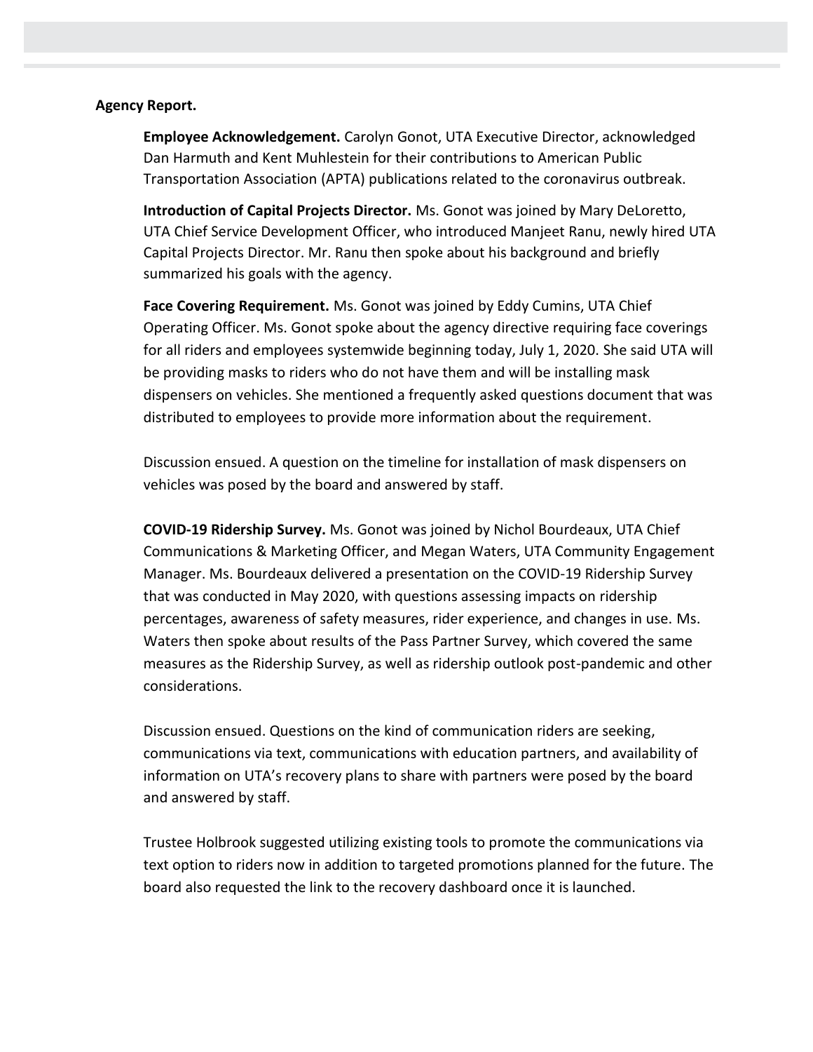**Agency Report.**

**Employee Acknowledgement.** Carolyn Gonot, UTA Executive Director, acknowledged Dan Harmuth and Kent Muhlestein for their contributions to American Public Transportation Association (APTA) publications related to the coronavirus outbreak.

**Introduction of Capital Projects Director.** Ms. Gonot was joined by Mary DeLoretto, UTA Chief Service Development Officer, who introduced Manjeet Ranu, newly hired UTA Capital Projects Director. Mr. Ranu then spoke about his background and briefly summarized his goals with the agency.

**Face Covering Requirement.** Ms. Gonot was joined by Eddy Cumins, UTA Chief Operating Officer. Ms. Gonot spoke about the agency directive requiring face coverings for all riders and employees systemwide beginning today, July 1, 2020. She said UTA will be providing masks to riders who do not have them and will be installing mask dispensers on vehicles. She mentioned a frequently asked questions document that was distributed to employees to provide more information about the requirement.

Discussion ensued. A question on the timeline for installation of mask dispensers on vehicles was posed by the board and answered by staff.

**COVID-19 Ridership Survey.** Ms. Gonot was joined by Nichol Bourdeaux, UTA Chief Communications & Marketing Officer, and Megan Waters, UTA Community Engagement Manager. Ms. Bourdeaux delivered a presentation on the COVID-19 Ridership Survey that was conducted in May 2020, with questions assessing impacts on ridership percentages, awareness of safety measures, rider experience, and changes in use. Ms. Waters then spoke about results of the Pass Partner Survey, which covered the same measures as the Ridership Survey, as well as ridership outlook post-pandemic and other considerations.

Discussion ensued. Questions on the kind of communication riders are seeking, communications via text, communications with education partners, and availability of information on UTA's recovery plans to share with partners were posed by the board and answered by staff.

Trustee Holbrook suggested utilizing existing tools to promote the communications via text option to riders now in addition to targeted promotions planned for the future. The board also requested the link to the recovery dashboard once it is launched.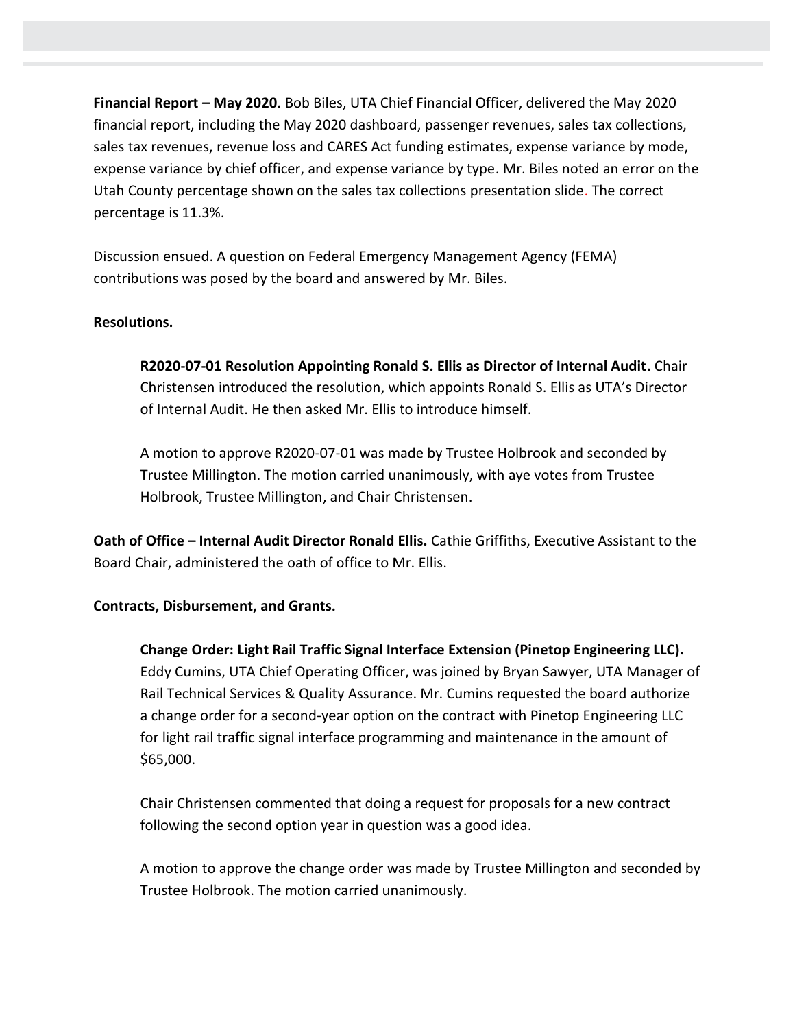**Financial Report – May 2020.** Bob Biles, UTA Chief Financial Officer, delivered the May 2020 financial report, including the May 2020 dashboard, passenger revenues, sales tax collections, sales tax revenues, revenue loss and CARES Act funding estimates, expense variance by mode, expense variance by chief officer, and expense variance by type. Mr. Biles noted an error on the Utah County percentage shown on the sales tax collections presentation slide. The correct percentage is 11.3%.

Discussion ensued. A question on Federal Emergency Management Agency (FEMA) contributions was posed by the board and answered by Mr. Biles.

**Resolutions.**

**R2020-07-01 Resolution Appointing Ronald S. Ellis as Director of Internal Audit.** Chair Christensen introduced the resolution, which appoints Ronald S. Ellis as UTA's Director of Internal Audit. He then asked Mr. Ellis to introduce himself.

A motion to approve R2020-07-01 was made by Trustee Holbrook and seconded by Trustee Millington. The motion carried unanimously, with aye votes from Trustee Holbrook, Trustee Millington, and Chair Christensen.

**Oath of Office – Internal Audit Director Ronald Ellis.** Cathie Griffiths, Executive Assistant to the Board Chair, administered the oath of office to Mr. Ellis.

**Contracts, Disbursement, and Grants.**

**Change Order: Light Rail Traffic Signal Interface Extension (Pinetop Engineering LLC).** Eddy Cumins, UTA Chief Operating Officer, was joined by Bryan Sawyer, UTA Manager of Rail Technical Services & Quality Assurance. Mr. Cumins requested the board authorize a change order for a second-year option on the contract with Pinetop Engineering LLC for light rail traffic signal interface programming and maintenance in the amount of $65,000.

Chair Christensen commented that doing a request for proposals for a new contract following the second option year in question was a good idea.

A motion to approve the change order was made by Trustee Millington and seconded by Trustee Holbrook. The motion carried unanimously.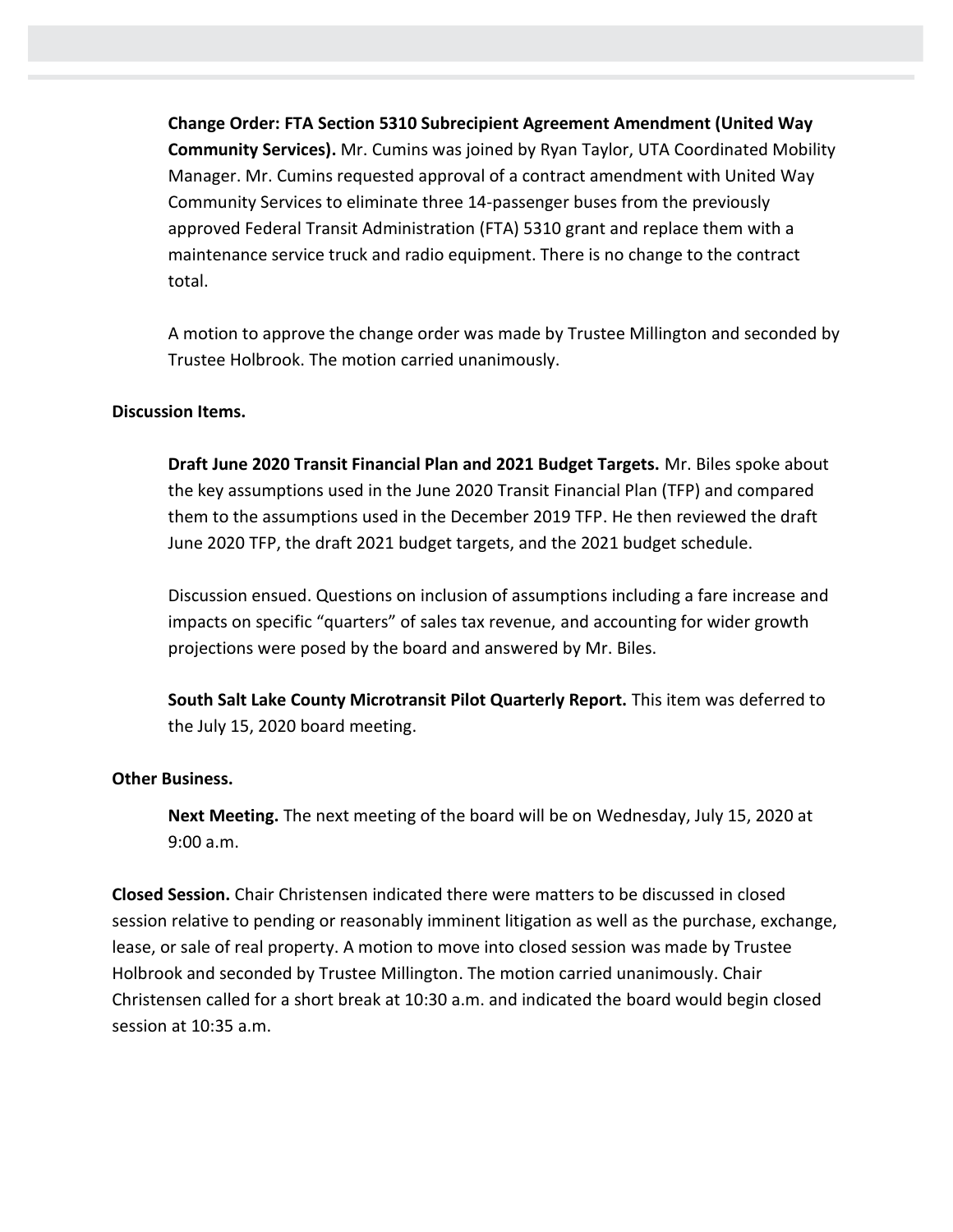**Change Order: FTA Section 5310 Subrecipient Agreement Amendment (United Way Community Services).** Mr. Cumins was joined by Ryan Taylor, UTA Coordinated Mobility Manager. Mr. Cumins requested approval of a contract amendment with United Way Community Services to eliminate three 14-passenger buses from the previously approved Federal Transit Administration (FTA) 5310 grant and replace them with a maintenance service truck and radio equipment. There is no change to the contract total.

A motion to approve the change order was made by Trustee Millington and seconded by Trustee Holbrook. The motion carried unanimously.

**Discussion Items.**

**Draft June 2020 Transit Financial Plan and 2021 Budget Targets.** Mr. Biles spoke about the key assumptions used in the June 2020 Transit Financial Plan (TFP) and compared them to the assumptions used in the December 2019 TFP. He then reviewed the draft June 2020 TFP, the draft 2021 budget targets, and the 2021 budget schedule.

Discussion ensued. Questions on inclusion of assumptions including a fare increase and impacts on specific "quarters" of sales tax revenue, and accounting for wider growth projections were posed by the board and answered by Mr. Biles.

**South Salt Lake County Microtransit Pilot Quarterly Report.** This item was deferred to the July 15, 2020 board meeting.

**Other Business.**

**Next Meeting.** The next meeting of the board will be on Wednesday, July 15, 2020 at 9:00 a.m.

**Closed Session.** Chair Christensen indicated there were matters to be discussed in closed session relative to pending or reasonably imminent litigation as well as the purchase, exchange, lease, or sale of real property. A motion to move into closed session was made by Trustee Holbrook and seconded by Trustee Millington. The motion carried unanimously. Chair Christensen called for a short break at 10:30 a.m. and indicated the board would begin closed session at 10:35 a.m.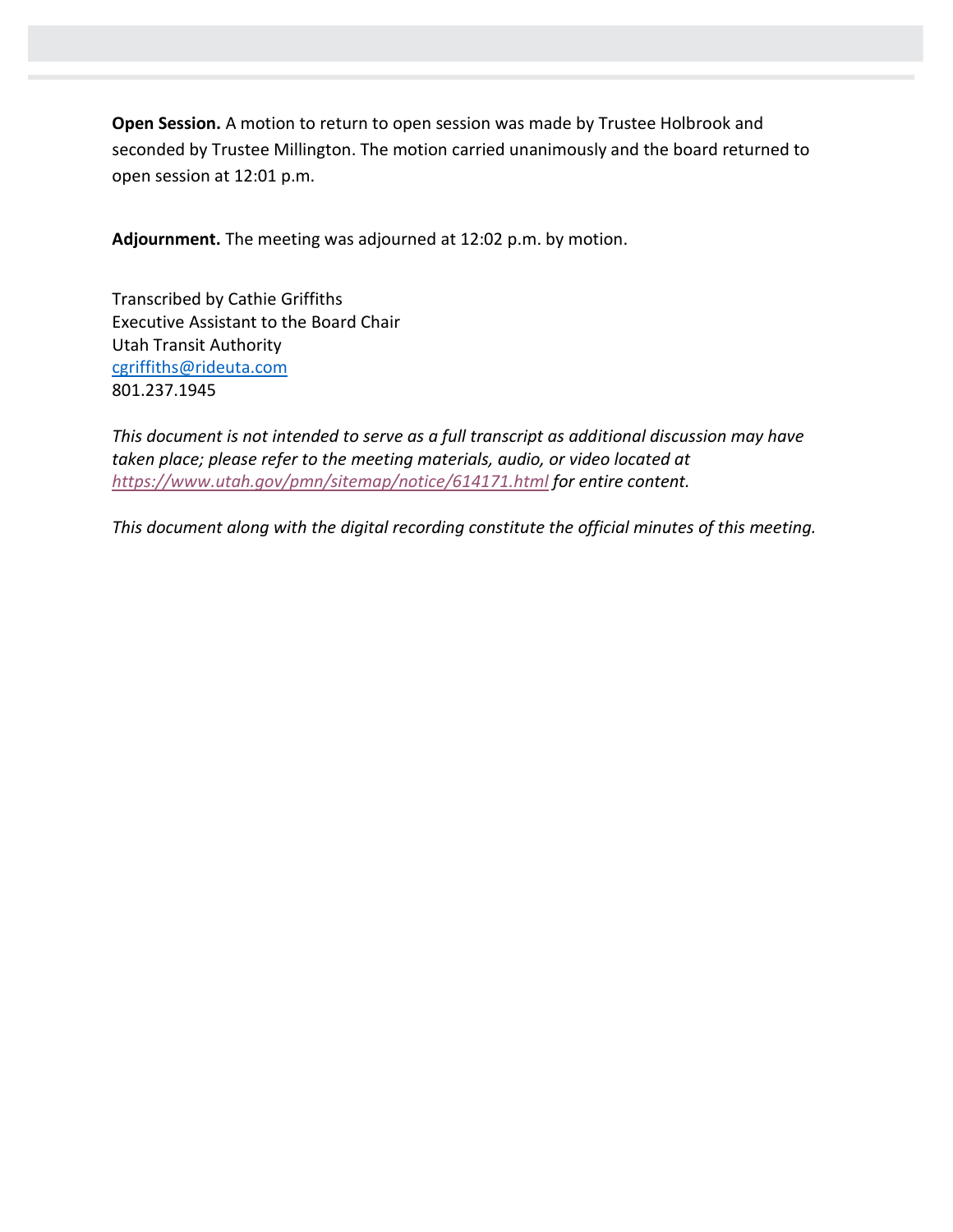**Open Session.** A motion to return to open session was made by Trustee Holbrook and seconded by Trustee Millington. The motion carried unanimously and the board returned to open session at 12:01 p.m.

**Adjournment.** The meeting was adjourned at 12:02 p.m. by motion.

Transcribed by Cathie Griffiths
Executive Assistant to the Board Chair
Utah Transit Authority
cgriffiths@rideuta.com
801.237.1945

*This document is not intended to serve as a full transcript as additional discussion may have taken place; please refer to the meeting materials, audio, or video located at https://www.utah.gov/pmn/sitemap/notice/614171.html for entire content.*

*This document along with the digital recording constitute the official minutes of this meeting.*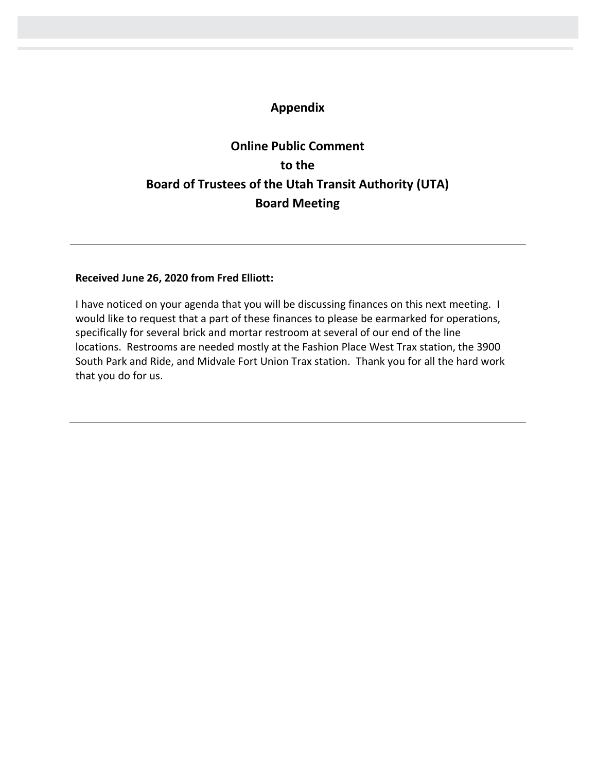# Appendix

## Online Public Comment
## to the
## Board of Trustees of the Utah Transit Authority (UTA)
## Board Meeting

---

**Received June 26, 2020 from Fred Elliott:**

I have noticed on your agenda that you will be discussing finances on this next meeting. I would like to request that a part of these finances to please be earmarked for operations, specifically for several brick and mortar restroom at several of our end of the line locations. Restrooms are needed mostly at the Fashion Place West Trax station, the 3900 South Park and Ride, and Midvale Fort Union Trax station. Thank you for all the hard work that you do for us.

---